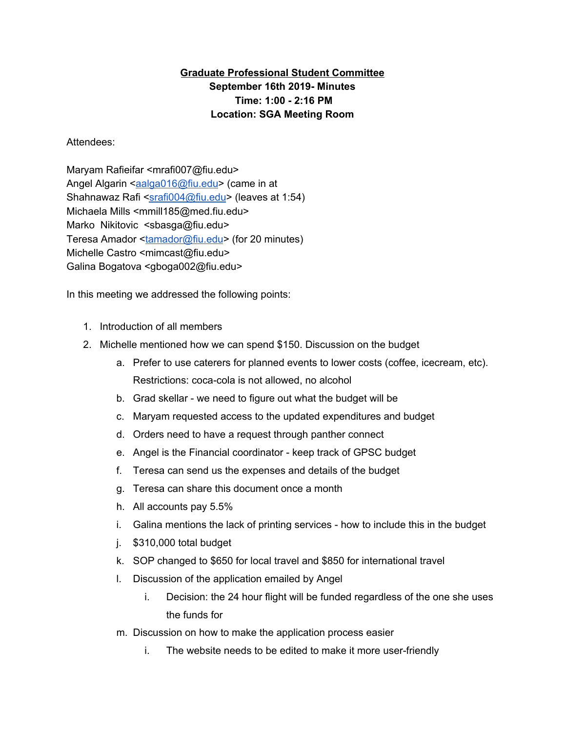**Graduate Professional Student Committee**
**September 16th 2019- Minutes**
**Time: 1:00 - 2:16 PM**
**Location: SGA Meeting Room**

Attendees:

Maryam Rafieifar <mrafi007@fiu.edu>
Angel Algarin <aalga016@fiu.edu> (came in at
Shahnawaz Rafi <srafi004@fiu.edu> (leaves at 1:54)
Michaela Mills <mmill185@med.fiu.edu>
Marko Nikitovic <sbasga@fiu.edu>
Teresa Amador <tamador@fiu.edu> (for 20 minutes)
Michelle Castro <mimcast@fiu.edu>
Galina Bogatova <gboga002@fiu.edu>

In this meeting we addressed the following points:

1. Introduction of all members
2. Michelle mentioned how we can spend $150. Discussion on the budget
    a. Prefer to use caterers for planned events to lower costs (coffee, icecream, etc). Restrictions: coca-cola is not allowed, no alcohol
    b. Grad skellar - we need to figure out what the budget will be
    c. Maryam requested access to the updated expenditures and budget
    d. Orders need to have a request through panther connect
    e. Angel is the Financial coordinator - keep track of GPSC budget
    f. Teresa can send us the expenses and details of the budget
    g. Teresa can share this document once a month
    h. All accounts pay 5.5%
    i. Galina mentions the lack of printing services - how to include this in the budget
    j. $310,000 total budget
    k. SOP changed to $650 for local travel and $850 for international travel
    l. Discussion of the application emailed by Angel
        i. Decision: the 24 hour flight will be funded regardless of the one she uses the funds for
    m. Discussion on how to make the application process easier
        i. The website needs to be edited to make it more user-friendly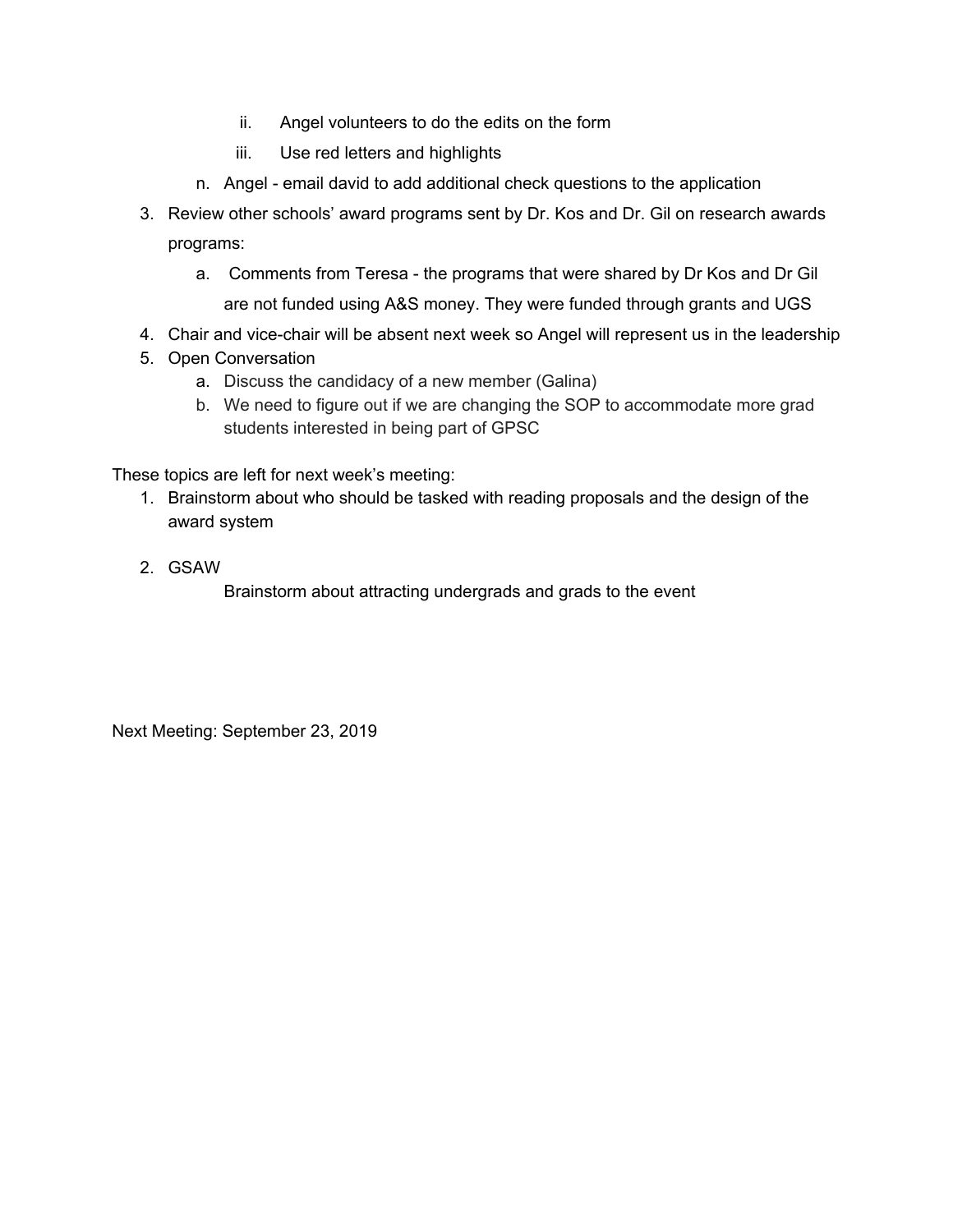ii. Angel volunteers to do the edits on the form
   iii. Use red letters and highlights
  n. Angel - email david to add additional check questions to the application
3. Review other schools' award programs sent by Dr. Kos and Dr. Gil on research awards programs:
   a. Comments from Teresa - the programs that were shared by Dr Kos and Dr Gil are not funded using A&S money. They were funded through grants and UGS
4. Chair and vice-chair will be absent next week so Angel will represent us in the leadership
5. Open Conversation
   a. Discuss the candidacy of a new member (Galina)
   b. We need to figure out if we are changing the SOP to accommodate more grad students interested in being part of GPSC

These topics are left for next week's meeting:

1. Brainstorm about who should be tasked with reading proposals and the design of the award system

2. GSAW

   Brainstorm about attracting undergrads and grads to the event

Next Meeting: September 23, 2019